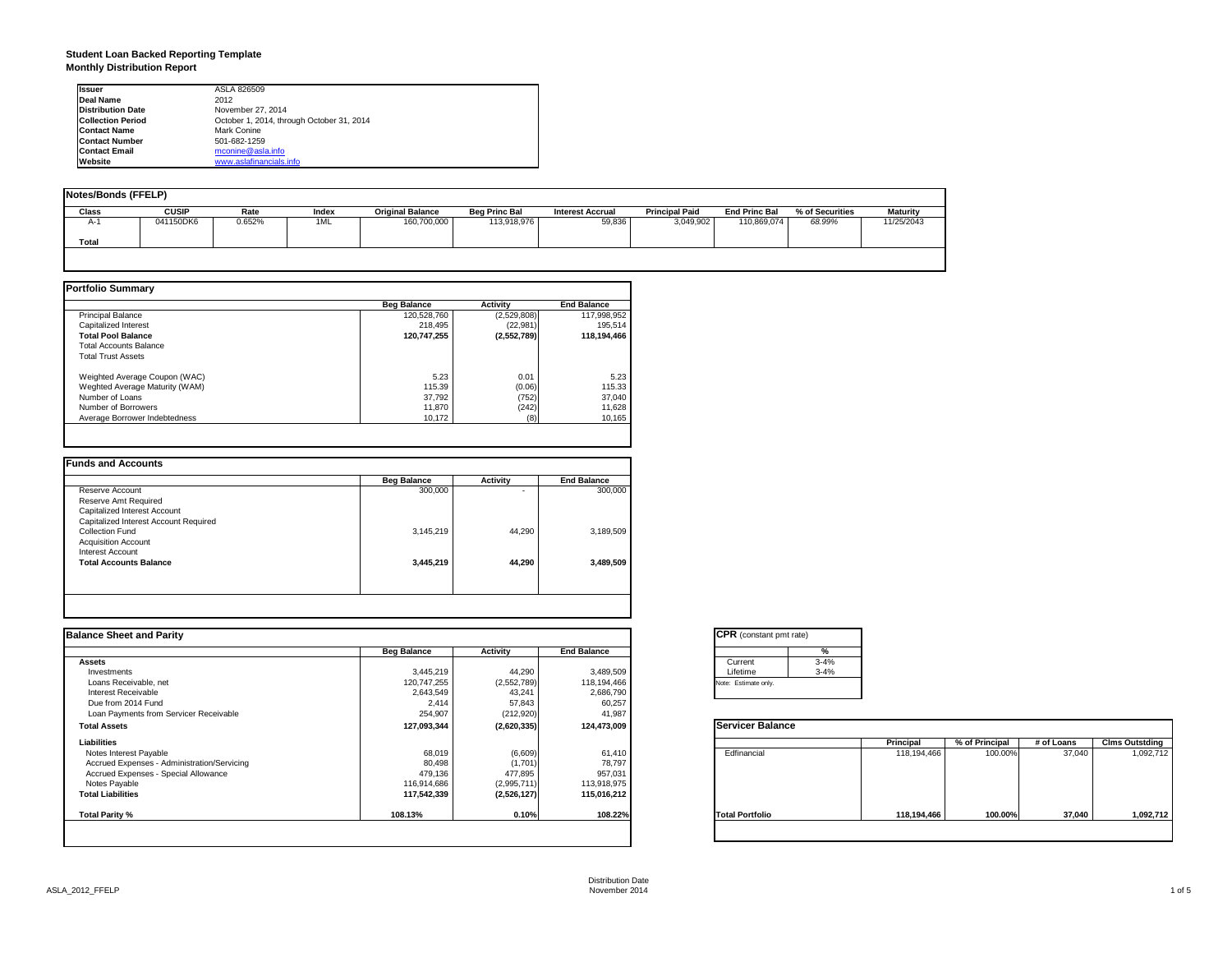# Student Loan Backed Reporting Template

## Monthly Distribution Report

| | |
|---|---|
| **Issuer** | ASLA 826509 |
| **Deal Name** | 2012 |
| **Distribution Date** | November 27, 2014 |
| **Collection Period** | October 1, 2014, through October 31, 2014 |
| **Contact Name** | Mark Conine |
| **Contact Number** | 501-682-1259 |
| **Contact Email** | mconine@asla.info |
| **Website** | www.aslafinancials.info |

### Notes/Bonds (FFELP)

| Class | CUSIP | Rate | Index | Original Balance | Beg Princ Bal | Interest Accrual | Principal Paid | End Princ Bal | % of Securities | Maturity |
|---|---|---|---|---|---|---|---|---|---|---|
| A-1 | 041150DK6 | 0.652% | 1ML | 160,700,000 | 113,918,976 | 59,836 | 3,049,902 | 110,869,074 | *68.99%* | 11/25/2043 |
| **Total** | | | | | | | | | | |

### Portfolio Summary

| | Beg Balance | Activity | End Balance |
|---|---|---|---|
| Principal Balance | 120,528,760 | (2,529,808) | 117,998,952 |
| Capitalized Interest | 218,495 | (22,981) | 195,514 |
| **Total Pool Balance** | **120,747,255** | **(2,552,789)** | **118,194,466** |
| Total Accounts Balance | | | |
| Total Trust Assets | | | |
| Weighted Average Coupon (WAC) | 5.23 | 0.01 | 5.23 |
| Weghted Average Maturity (WAM) | 115.39 | (0.06) | 115.33 |
| Number of Loans | 37,792 | (752) | 37,040 |
| Number of Borrowers | 11,870 | (242) | 11,628 |
| Average Borrower Indebtedness | 10,172 | (8) | 10,165 |

### Funds and Accounts

| | Beg Balance | Activity | End Balance |
|---|---|---|---|
| Reserve Account | 300,000 | - | 300,000 |
| Reserve Amt Required | | | |
| Capitalized Interest Account | | | |
| Capitalized Interest Account Required | | | |
| Collection Fund | 3,145,219 | 44,290 | 3,189,509 |
| Acquisition Account | | | |
| Interest Account | | | |
| **Total Accounts Balance** | **3,445,219** | **44,290** | **3,489,509** |

### Balance Sheet and Parity

| | Beg Balance | Activity | End Balance |
|---|---|---|---|
| **Assets** | | | |
| Investments | 3,445,219 | 44,290 | 3,489,509 |
| Loans Receivable, net | 120,747,255 | (2,552,789) | 118,194,466 |
| Interest Receivable | 2,643,549 | 43,241 | 2,686,790 |
| Due from 2014 Fund | 2,414 | 57,843 | 60,257 |
| Loan Payments from Servicer Receivable | 254,907 | (212,920) | 41,987 |
| **Total Assets** | **127,093,344** | **(2,620,335)** | **124,473,009** |
| **Liabilities** | | | |
| Notes Interest Payable | 68,019 | (6,609) | 61,410 |
| Accrued Expenses - Administration/Servicing | 80,498 | (1,701) | 78,797 |
| Accrued Expenses - Special Allowance | 479,136 | 477,895 | 957,031 |
| Notes Payable | 116,914,686 | (2,995,711) | 113,918,975 |
| **Total Liabilities** | **117,542,339** | **(2,526,127)** | **115,016,212** |
| **Total Parity %** | **108.13%** | **0.10%** | **108.22%** |

### CPR (constant pmt rate)

| | % |
|---|---|
| Current | 3-4% |
| Lifetime | 3-4% |

Note: Estimate only.

### Servicer Balance

| | Principal | % of Principal | # of Loans | Clms Outstding |
|---|---|---|---|---|
| Edfinancial | 118,194,466 | 100.00% | 37,040 | 1,092,712 |
| **Total Portfolio** | **118,194,466** | **100.00%** | **37,040** | **1,092,712** |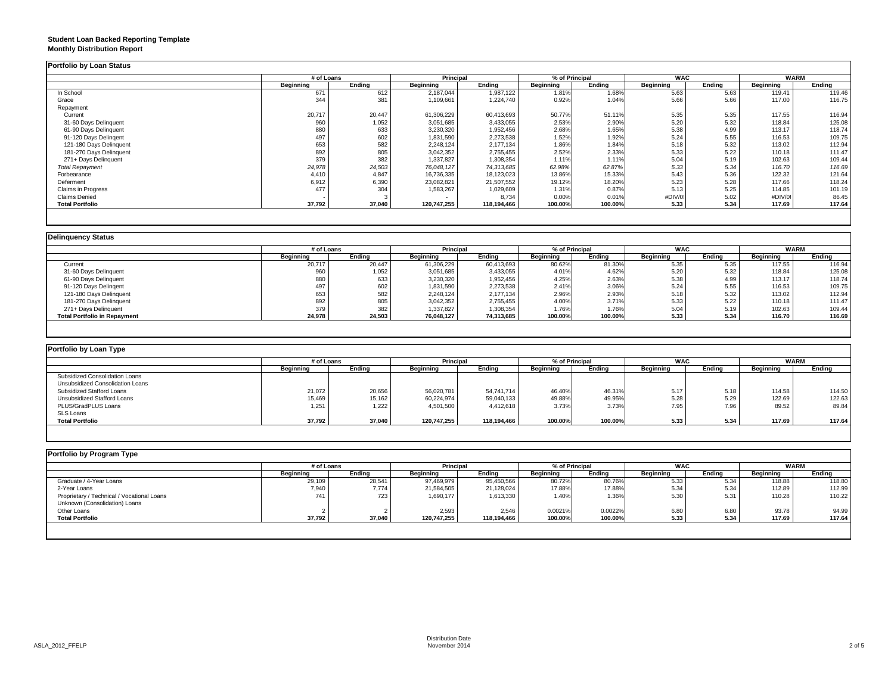**Student Loan Backed Reporting Template**
**Monthly Distribution Report**

## Portfolio by Loan Status

| | # of Loans | | Principal | | % of Principal | | WAC | | WARM | |
|---|---|---|---|---|---|---|---|---|---|---|
| | Beginning | Ending | Beginning | Ending | Beginning | Ending | Beginning | Ending | Beginning | Ending |
| In School | 671 | 612 | 2,187,044 | 1,987,122 | 1.81% | 1.68% | 5.63 | 5.63 | 119.41 | 119.46 |
| Grace | 344 | 381 | 1,109,661 | 1,224,740 | 0.92% | 1.04% | 5.66 | 5.66 | 117.00 | 116.75 |
| Repayment | | | | | | | | | | |
| Current | 20,717 | 20,447 | 61,306,229 | 60,413,693 | 50.77% | 51.11% | 5.35 | 5.35 | 117.55 | 116.94 |
| 31-60 Days Delinquent | 960 | 1,052 | 3,051,685 | 3,433,055 | 2.53% | 2.90% | 5.20 | 5.32 | 118.84 | 125.08 |
| 61-90 Days Delinquent | 880 | 633 | 3,230,320 | 1,952,456 | 2.68% | 1.65% | 5.38 | 4.99 | 113.17 | 118.74 |
| 91-120 Days Delingent | 497 | 602 | 1,831,590 | 2,273,538 | 1.52% | 1.92% | 5.24 | 5.55 | 116.53 | 109.75 |
| 121-180 Days Delinquent | 653 | 582 | 2,248,124 | 2,177,134 | 1.86% | 1.84% | 5.18 | 5.32 | 113.02 | 112.94 |
| 181-270 Days Delinquent | 892 | 805 | 3,042,352 | 2,755,455 | 2.52% | 2.33% | 5.33 | 5.22 | 110.18 | 111.47 |
| 271+ Days Delinquent | 379 | 382 | 1,337,827 | 1,308,354 | 1.11% | 1.11% | 5.04 | 5.19 | 102.63 | 109.44 |
| *Total Repayment* | *24,978* | *24,503* | *76,048,127* | *74,313,685* | *62.98%* | *62.87%* | *5.33* | *5.34* | *116.70* | *116.69* |
| Forbearance | 4,410 | 4,847 | 16,736,335 | 18,123,023 | 13.86% | 15.33% | 5.43 | 5.36 | 122.32 | 121.64 |
| Deferment | 6,912 | 6,390 | 23,082,821 | 21,507,552 | 19.12% | 18.20% | 5.23 | 5.28 | 117.66 | 118.24 |
| Claims in Progress | 477 | 304 | 1,583,267 | 1,029,609 | 1.31% | 0.87% | 5.13 | 5.25 | 114.85 | 101.19 |
| Claims Denied | - | 3 | - | 8,734 | 0.00% | 0.01% | #DIV/0! | 5.02 | #DIV/0! | 86.45 |
| **Total Portfolio** | **37,792** | **37,040** | **120,747,255** | **118,194,466** | **100.00%** | **100.00%** | **5.33** | **5.34** | **117.69** | **117.64** |

## Delinquency Status

| | # of Loans | | Principal | | % of Principal | | WAC | | WARM | |
|---|---|---|---|---|---|---|---|---|---|---|
| | Beginning | Ending | Beginning | Ending | Beginning | Ending | Beginning | Ending | Beginning | Ending |
| Current | 20,717 | 20,447 | 61,306,229 | 60,413,693 | 80.62% | 81.30% | 5.35 | 5.35 | 117.55 | 116.94 |
| 31-60 Days Delinquent | 960 | 1,052 | 3,051,685 | 3,433,055 | 4.01% | 4.62% | 5.20 | 5.32 | 118.84 | 125.08 |
| 61-90 Days Delinquent | 880 | 633 | 3,230,320 | 1,952,456 | 4.25% | 2.63% | 5.38 | 4.99 | 113.17 | 118.74 |
| 91-120 Days Delingent | 497 | 602 | 1,831,590 | 2,273,538 | 2.41% | 3.06% | 5.24 | 5.55 | 116.53 | 109.75 |
| 121-180 Days Delinquent | 653 | 582 | 2,248,124 | 2,177,134 | 2.96% | 2.93% | 5.18 | 5.32 | 113.02 | 112.94 |
| 181-270 Days Delinquent | 892 | 805 | 3,042,352 | 2,755,455 | 4.00% | 3.71% | 5.33 | 5.22 | 110.18 | 111.47 |
| 271+ Days Delinquent | 379 | 382 | 1,337,827 | 1,308,354 | 1.76% | 1.76% | 5.04 | 5.19 | 102.63 | 109.44 |
| **Total Portfolio in Repayment** | **24,978** | **24,503** | **76,048,127** | **74,313,685** | **100.00%** | **100.00%** | **5.33** | **5.34** | **116.70** | **116.69** |

## Portfolio by Loan Type

| | # of Loans | | Principal | | % of Principal | | WAC | | WARM | |
|---|---|---|---|---|---|---|---|---|---|---|
| | Beginning | Ending | Beginning | Ending | Beginning | Ending | Beginning | Ending | Beginning | Ending |
| Subsidized Consolidation Loans | | | | | | | | | | |
| Unsubsidized Consolidation Loans | | | | | | | | | | |
| Subsidized Stafford Loans | 21,072 | 20,656 | 56,020,781 | 54,741,714 | 46.40% | 46.31% | 5.17 | 5.18 | 114.58 | 114.50 |
| Unsubsidized Stafford Loans | 15,469 | 15,162 | 60,224,974 | 59,040,133 | 49.88% | 49.95% | 5.28 | 5.29 | 122.69 | 122.63 |
| PLUS/GradPLUS Loans | 1,251 | 1,222 | 4,501,500 | 4,412,618 | 3.73% | 3.73% | 7.95 | 7.96 | 89.52 | 89.84 |
| SLS Loans | | | | | | | | | | |
| **Total Portfolio** | **37,792** | **37,040** | **120,747,255** | **118,194,466** | **100.00%** | **100.00%** | **5.33** | **5.34** | **117.69** | **117.64** |

## Portfolio by Program Type

| | # of Loans | | Principal | | % of Principal | | WAC | | WARM | |
|---|---|---|---|---|---|---|---|---|---|---|
| | Beginning | Ending | Beginning | Ending | Beginning | Ending | Beginning | Ending | Beginning | Ending |
| Graduate / 4-Year Loans | 29,109 | 28,541 | 97,469,979 | 95,450,566 | 80.72% | 80.76% | 5.33 | 5.34 | 118.88 | 118.80 |
| 2-Year Loans | 7,940 | 7,774 | 21,584,505 | 21,128,024 | 17.88% | 17.88% | 5.34 | 5.34 | 112.89 | 112.99 |
| Proprietary / Technical / Vocational Loans | 741 | 723 | 1,690,177 | 1,613,330 | 1.40% | 1.36% | 5.30 | 5.31 | 110.28 | 110.22 |
| Unknown (Consolidation) Loans | | | | | | | | | | |
| Other Loans | 2 | 2 | 2,593 | 2,546 | 0.0021% | 0.0022% | 6.80 | 6.80 | 93.78 | 94.99 |
| **Total Portfolio** | **37,792** | **37,040** | **120,747,255** | **118,194,466** | **100.00%** | **100.00%** | **5.33** | **5.34** | **117.69** | **117.64** |

ASLA_2012_FFELP

Distribution Date
November 2014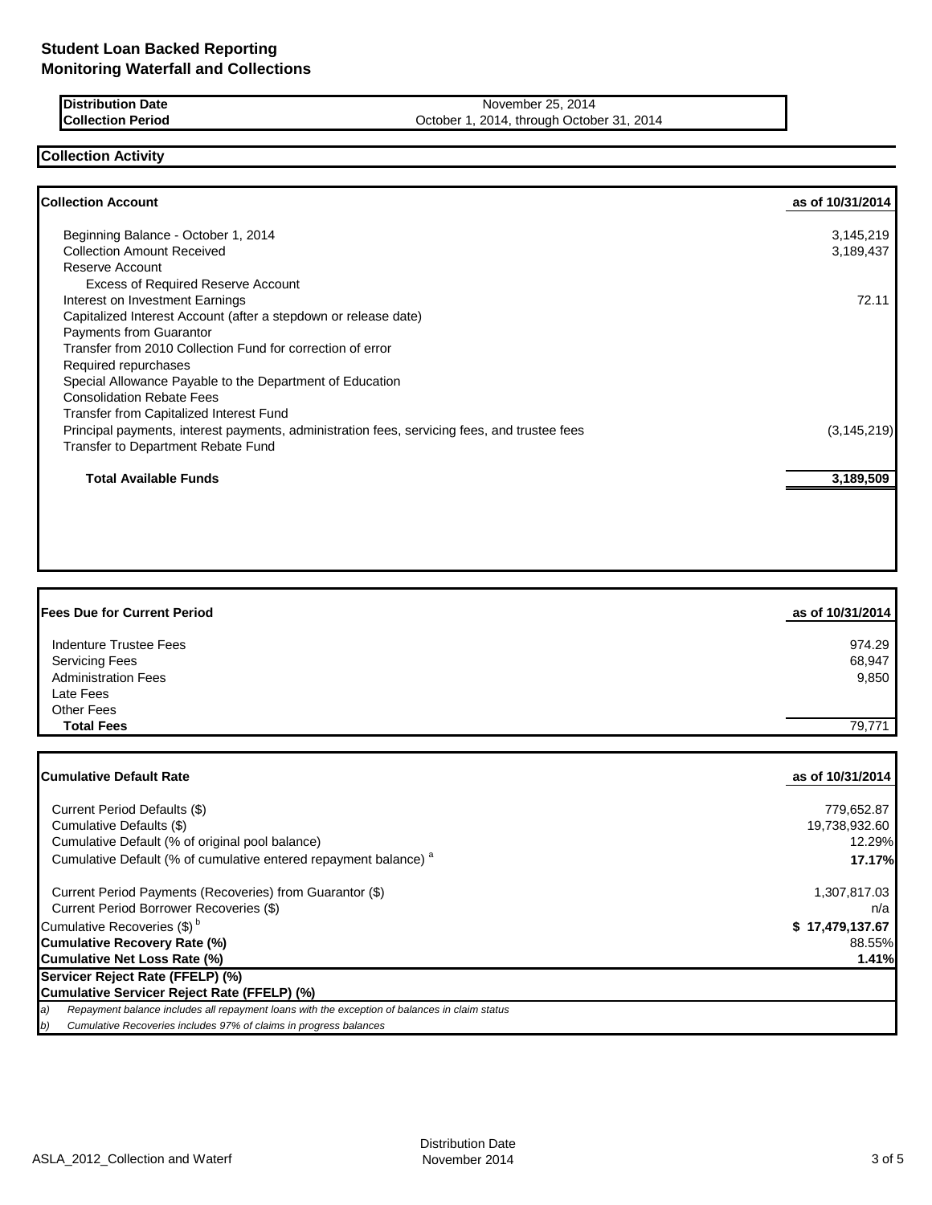# Student Loan Backed Reporting
## Monitoring Waterfall and Collections

| | |
|---|---|
| **Distribution Date** | November 25, 2014 |
| **Collection Period** | October 1, 2014, through October 31, 2014 |

## Collection Activity

| **Collection Account** | **as of 10/31/2014** |
|---|---:|
| Beginning Balance - October 1, 2014 | 3,145,219 |
| Collection Amount Received | 3,189,437 |
| Reserve Account | |
| Excess of Required Reserve Account | |
| Interest on Investment Earnings | 72.11 |
| Capitalized Interest Account (after a stepdown or release date) | |
| Payments from Guarantor | |
| Transfer from 2010 Collection Fund for correction of error | |
| Required repurchases | |
| Special Allowance Payable to the Department of Education | |
| Consolidation Rebate Fees | |
| Transfer from Capitalized Interest Fund | |
| Principal payments, interest payments, administration fees, servicing fees, and trustee fees | (3,145,219) |
| Transfer to Department Rebate Fund | |
| **Total Available Funds** | **3,189,509** |

| **Fees Due for Current Period** | **as of 10/31/2014** |
|---|---:|
| Indenture Trustee Fees | 974.29 |
| Servicing Fees | 68,947 |
| Administration Fees | 9,850 |
| Late Fees | |
| Other Fees | |
| **Total Fees** | 79,771 |

| **Cumulative Default Rate** | **as of 10/31/2014** |
|---|---:|
| Current Period Defaults ($) | 779,652.87 |
| Cumulative Defaults ($) | 19,738,932.60 |
| Cumulative Default (% of original pool balance) | 12.29% |
| Cumulative Default (% of cumulative entered repayment balance) [a] | **17.17%** |
| Current Period Payments (Recoveries) from Guarantor ($) | 1,307,817.03 |
| Current Period Borrower Recoveries ($) | n/a |
| Cumulative Recoveries ($) [b] | **$ 17,479,137.67** |
| **Cumulative Recovery Rate (%)** | 88.55% |
| **Cumulative Net Loss Rate (%)** | **1.41%** |
| **Servicer Reject Rate (FFELP) (%)** | |
| **Cumulative Servicer Reject Rate (FFELP) (%)** | |

*a) Repayment balance includes all repayment loans with the exception of balances in claim status*

*b) Cumulative Recoveries includes 97% of claims in progress balances*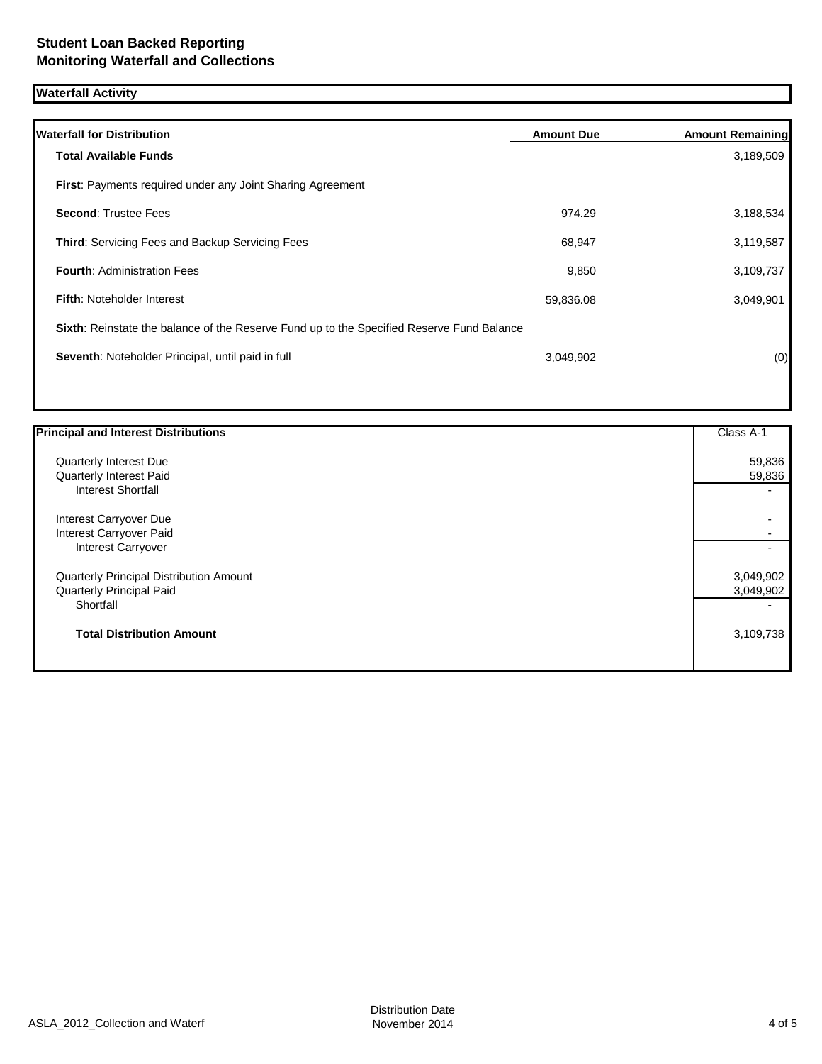**Student Loan Backed Reporting**
**Monitoring Waterfall and Collections**

## Waterfall Activity

| Waterfall for Distribution | Amount Due | Amount Remaining |
|---|---|---|
| **Total Available Funds** | | 3,189,509 |
| **First**: Payments required under any Joint Sharing Agreement | | |
| **Second**: Trustee Fees | 974.29 | 3,188,534 |
| **Third**: Servicing Fees and Backup Servicing Fees | 68,947 | 3,119,587 |
| **Fourth**: Administration Fees | 9,850 | 3,109,737 |
| **Fifth**: Noteholder Interest | 59,836.08 | 3,049,901 |
| **Sixth**: Reinstate the balance of the Reserve Fund up to the Specified Reserve Fund Balance | | |
| **Seventh**: Noteholder Principal, until paid in full | 3,049,902 | (0) |

| Principal and Interest Distributions | Class A-1 |
|---|---|
| Quarterly Interest Due | 59,836 |
| Quarterly Interest Paid | 59,836 |
| Interest Shortfall | - |
| Interest Carryover Due | - |
| Interest Carryover Paid | - |
| Interest Carryover | - |
| Quarterly Principal Distribution Amount | 3,049,902 |
| Quarterly Principal Paid | 3,049,902 |
| Shortfall | - |
| **Total Distribution Amount** | 3,109,738 |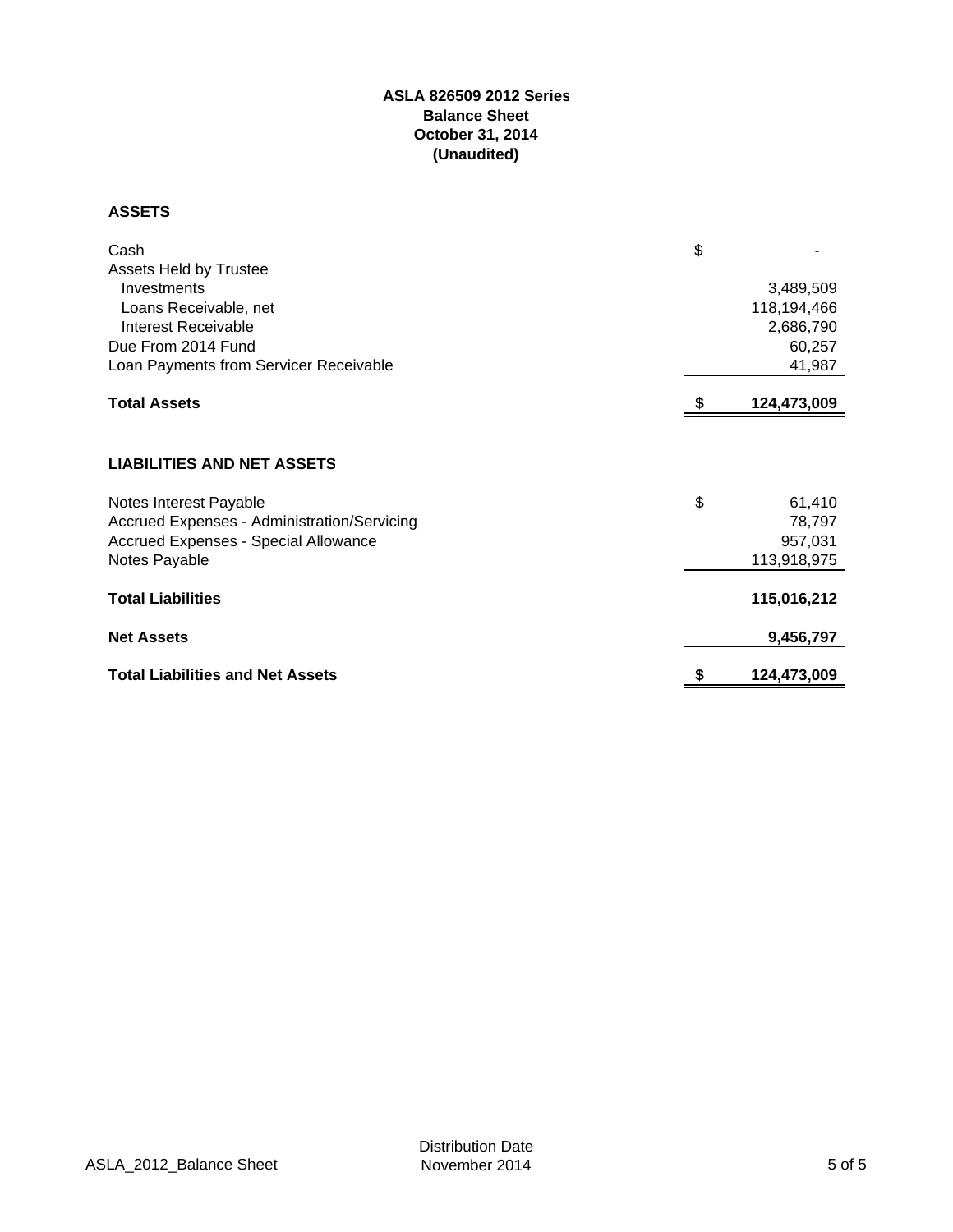**ASLA 826509 2012 Series**
**Balance Sheet**
**October 31, 2014**
**(Unaudited)**

**ASSETS**

| | | |
|---|---|---|
| Cash | $ | - |
| Assets Held by Trustee | | |
| Investments | | 3,489,509 |
| Loans Receivable, net | | 118,194,466 |
| Interest Receivable | | 2,686,790 |
| Due From 2014 Fund | | 60,257 |
| Loan Payments from Servicer Receivable | | 41,987 |
| **Total Assets** | **$** | **124,473,009** |

**LIABILITIES AND NET ASSETS**

| | | |
|---|---|---|
| Notes Interest Payable | $ | 61,410 |
| Accrued Expenses - Administration/Servicing | | 78,797 |
| Accrued Expenses - Special Allowance | | 957,031 |
| Notes Payable | | 113,918,975 |
| **Total Liabilities** | | **115,016,212** |
| **Net Assets** | | **9,456,797** |
| **Total Liabilities and Net Assets** | **$** | **124,473,009** |

ASLA_2012_Balance Sheet

Distribution Date
November 2014